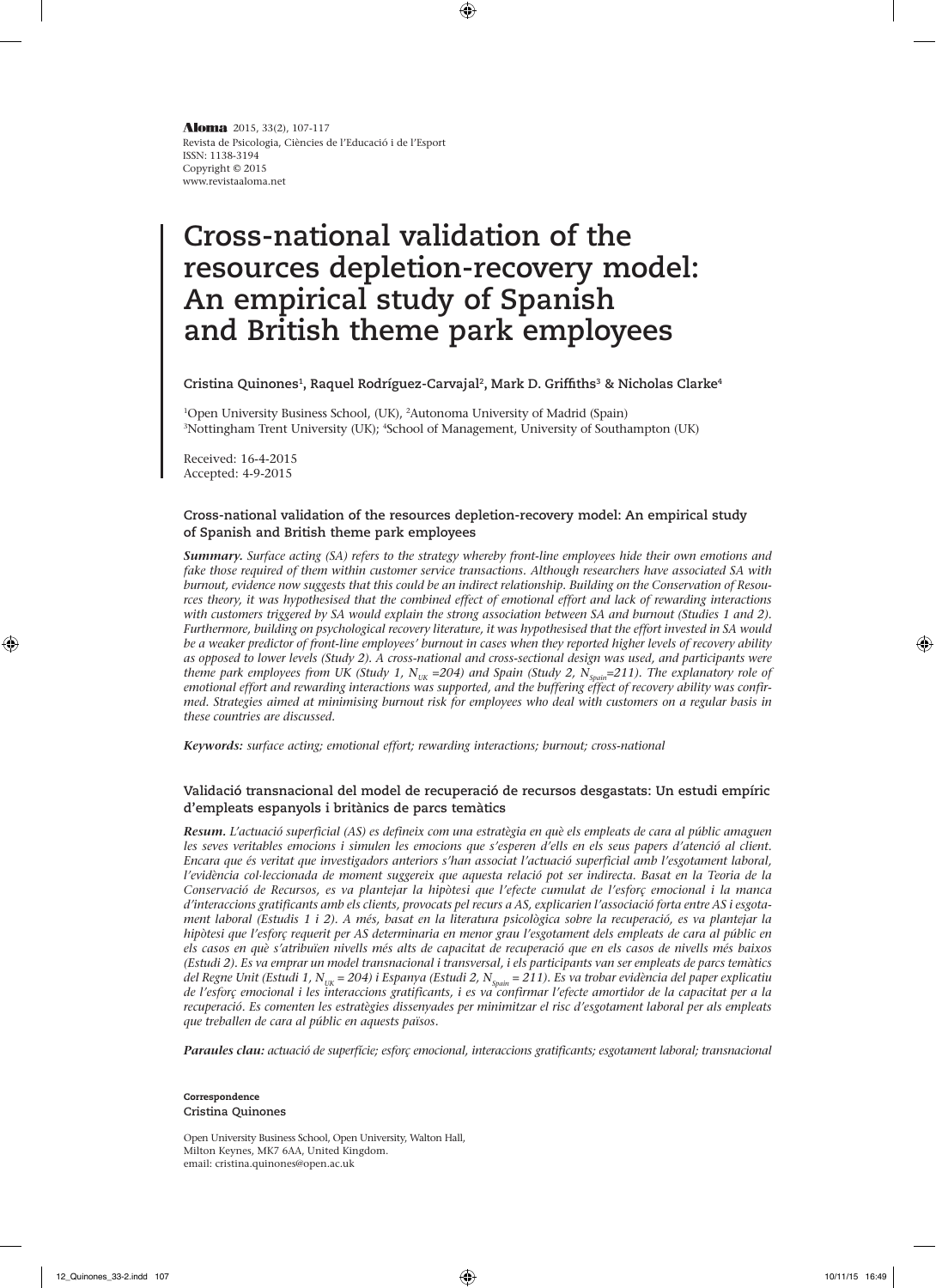Aloma 2015, 33(2), 107-117
Revista de Psicologia, Ciències de l'Educació i de l'Esport
ISSN: 1138-3194
Copyright © 2015
www.revistaaloma.net

# Cross-national validation of the resources depletion-recovery model: An empirical study of Spanish and British theme park employees

**Cristina Quinones[1], Raquel Rodríguez-Carvajal[2], Mark D. Griffiths[3] & Nicholas Clarke[4]**

[1]Open University Business School, (UK), [2]Autonoma University of Madrid (Spain)
[3]Nottingham Trent University (UK); [4]School of Management, University of Southampton (UK)

Received: 16-4-2015
Accepted: 4-9-2015

### Cross-national validation of the resources depletion-recovery model: An empirical study of Spanish and British theme park employees

***Summary.*** *Surface acting (SA) refers to the strategy whereby front-line employees hide their own emotions and fake those required of them within customer service transactions. Although researchers have associated SA with burnout, evidence now suggests that this could be an indirect relationship. Building on the Conservation of Resources theory, it was hypothesised that the combined effect of emotional effort and lack of rewarding interactions with customers triggered by SA would explain the strong association between SA and burnout (Studies 1 and 2). Furthermore, building on psychological recovery literature, it was hypothesised that the effort invested in SA would be a weaker predictor of front-line employees' burnout in cases when they reported higher levels of recovery ability as opposed to lower levels (Study 2). A cross-national and cross-sectional design was used, and participants were theme park employees from UK (Study 1, $N_{UK}=204$) and Spain (Study 2, $N_{Spain}=211$). The explanatory role of emotional effort and rewarding interactions was supported, and the buffering effect of recovery ability was confirmed. Strategies aimed at minimising burnout risk for employees who deal with customers on a regular basis in these countries are discussed.*

***Keywords:*** *surface acting; emotional effort; rewarding interactions; burnout; cross-national*

### Validació transnacional del model de recuperació de recursos desgastats: Un estudi empíric d'empleats espanyols i britànics de parcs temàtics

***Resum.*** *L'actuació superficial (AS) es defineix com una estratègia en què els empleats de cara al públic amaguen les seves veritables emocions i simulen les emocions que s'esperen d'ells en els seus papers d'atenció al client. Encara que és veritat que investigadors anteriors s'han associat l'actuació superficial amb l'esgotament laboral, l'evidència col·leccionada de moment suggereix que aquesta relació pot ser indirecta. Basat en la Teoria de la Conservació de Recursos, es va plantejar la hipòtesi que l'efecte cumulat de l'esforç emocional i la manca d'interaccions gratificants amb els clients, provocats pel recurs a AS, explicarien l'associació forta entre AS i esgotament laboral (Estudis 1 i 2). A més, basat en la literatura psicològica sobre la recuperació, es va plantejar la hipòtesi que l'esforç requerit per AS determinaria en menor grau l'esgotament dels empleats de cara al públic en els casos en què s'atribuïen nivells més alts de capacitat de recuperació que en els casos de nivells més baixos (Estudi 2). Es va emprar un model transnacional i transversal, i els participants van ser empleats de parcs temàtics del Regne Unit (Estudi 1, $N_{UK} = 204$) i Espanya (Estudi 2, $N_{Spain} = 211$). Es va trobar evidència del paper explicatiu de l'esforç emocional i les interaccions gratificants, i es va confirmar l'efecte amortidor de la capacitat per a la recuperació. Es comenten les estratègies dissenyades per minimitzar el risc d'esgotament laboral per als empleats que treballen de cara al públic en aquests països.*

***Paraules clau:*** *actuació de superfície; esforç emocional, interaccions gratificants; esgotament laboral; transnacional*

**Correspondence**
**Cristina Quinones**

Open University Business School, Open University, Walton Hall,
Milton Keynes, MK7 6AA, United Kingdom.
email: cristina.quinones@open.ac.uk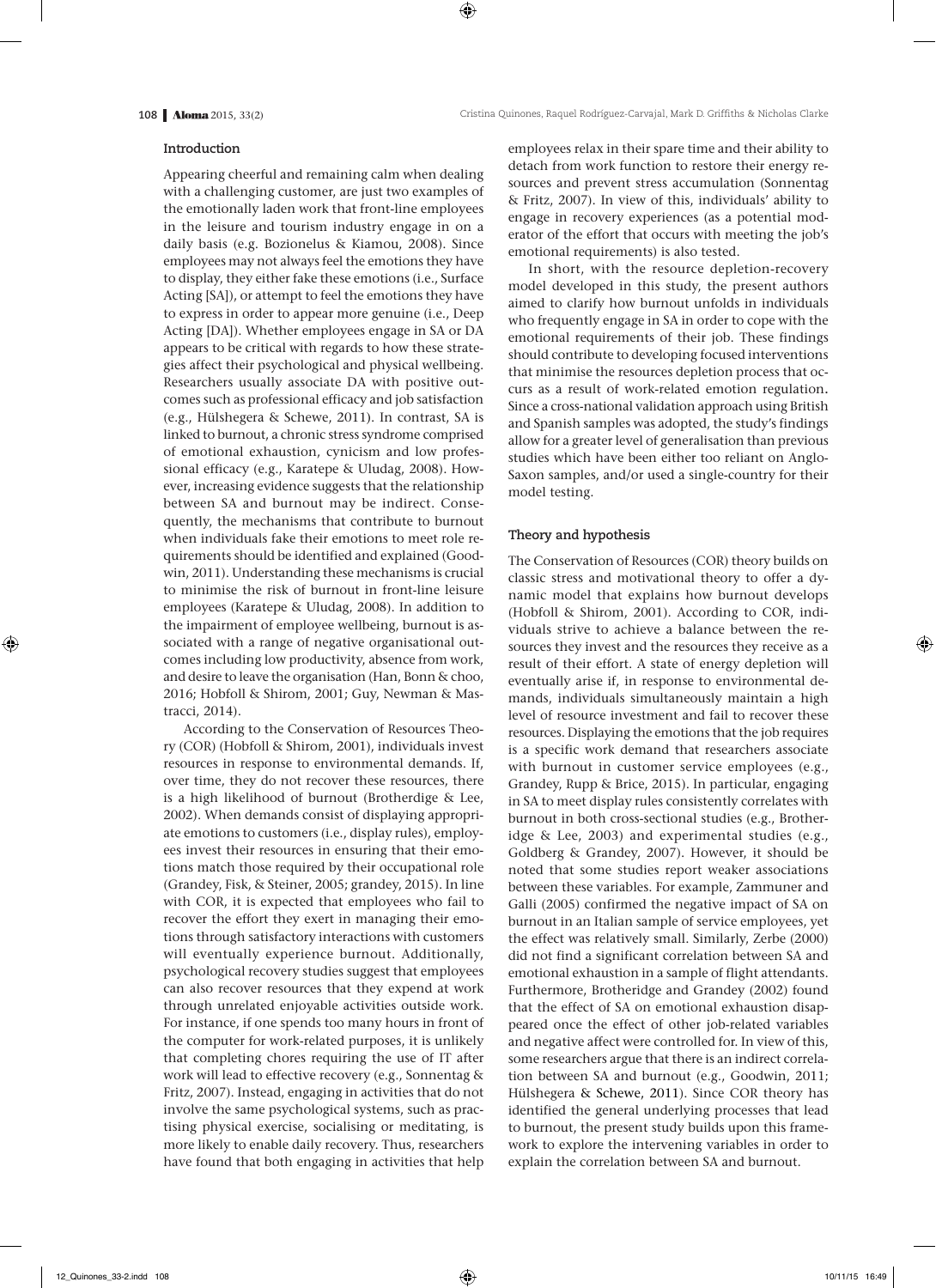## Introduction

Appearing cheerful and remaining calm when dealing with a challenging customer, are just two examples of the emotionally laden work that front-line employees in the leisure and tourism industry engage in on a daily basis (e.g. Bozionelus & Kiamou, 2008). Since employees may not always feel the emotions they have to display, they either fake these emotions (i.e., Surface Acting [SA]), or attempt to feel the emotions they have to express in order to appear more genuine (i.e., Deep Acting [DA]). Whether employees engage in SA or DA appears to be critical with regards to how these strategies affect their psychological and physical wellbeing. Researchers usually associate DA with positive outcomes such as professional efficacy and job satisfaction (e.g., Hülshegera & Schewe, 2011). In contrast, SA is linked to burnout, a chronic stress syndrome comprised of emotional exhaustion, cynicism and low professional efficacy (e.g., Karatepe & Uludag, 2008). However, increasing evidence suggests that the relationship between SA and burnout may be indirect. Consequently, the mechanisms that contribute to burnout when individuals fake their emotions to meet role requirements should be identified and explained (Goodwin, 2011). Understanding these mechanisms is crucial to minimise the risk of burnout in front-line leisure employees (Karatepe & Uludag, 2008). In addition to the impairment of employee wellbeing, burnout is associated with a range of negative organisational outcomes including low productivity, absence from work, and desire to leave the organisation (Han, Bonn & choo, 2016; Hobfoll & Shirom, 2001; Guy, Newman & Mastracci, 2014).

According to the Conservation of Resources Theory (COR) (Hobfoll & Shirom, 2001), individuals invest resources in response to environmental demands. If, over time, they do not recover these resources, there is a high likelihood of burnout (Brotherdige & Lee, 2002). When demands consist of displaying appropriate emotions to customers (i.e., display rules), employees invest their resources in ensuring that their emotions match those required by their occupational role (Grandey, Fisk, & Steiner, 2005; grandey, 2015). In line with COR, it is expected that employees who fail to recover the effort they exert in managing their emotions through satisfactory interactions with customers will eventually experience burnout. Additionally, psychological recovery studies suggest that employees can also recover resources that they expend at work through unrelated enjoyable activities outside work. For instance, if one spends too many hours in front of the computer for work-related purposes, it is unlikely that completing chores requiring the use of IT after work will lead to effective recovery (e.g., Sonnentag & Fritz, 2007). Instead, engaging in activities that do not involve the same psychological systems, such as practising physical exercise, socialising or meditating, is more likely to enable daily recovery. Thus, researchers have found that both engaging in activities that help employees relax in their spare time and their ability to detach from work function to restore their energy resources and prevent stress accumulation (Sonnentag & Fritz, 2007). In view of this, individuals' ability to engage in recovery experiences (as a potential moderator of the effort that occurs with meeting the job's emotional requirements) is also tested.

In short, with the resource depletion-recovery model developed in this study, the present authors aimed to clarify how burnout unfolds in individuals who frequently engage in SA in order to cope with the emotional requirements of their job. These findings should contribute to developing focused interventions that minimise the resources depletion process that occurs as a result of work-related emotion regulation. Since a cross-national validation approach using British and Spanish samples was adopted, the study's findings allow for a greater level of generalisation than previous studies which have been either too reliant on Anglo-Saxon samples, and/or used a single-country for their model testing.

## Theory and hypothesis

The Conservation of Resources (COR) theory builds on classic stress and motivational theory to offer a dynamic model that explains how burnout develops (Hobfoll & Shirom, 2001). According to COR, individuals strive to achieve a balance between the resources they invest and the resources they receive as a result of their effort. A state of energy depletion will eventually arise if, in response to environmental demands, individuals simultaneously maintain a high level of resource investment and fail to recover these resources. Displaying the emotions that the job requires is a specific work demand that researchers associate with burnout in customer service employees (e.g., Grandey, Rupp & Brice, 2015). In particular, engaging in SA to meet display rules consistently correlates with burnout in both cross-sectional studies (e.g., Brotheridge & Lee, 2003) and experimental studies (e.g., Goldberg & Grandey, 2007). However, it should be noted that some studies report weaker associations between these variables. For example, Zammuner and Galli (2005) confirmed the negative impact of SA on burnout in an Italian sample of service employees, yet the effect was relatively small. Similarly, Zerbe (2000) did not find a significant correlation between SA and emotional exhaustion in a sample of flight attendants. Furthermore, Brotheridge and Grandey (2002) found that the effect of SA on emotional exhaustion disappeared once the effect of other job-related variables and negative affect were controlled for. In view of this, some researchers argue that there is an indirect correlation between SA and burnout (e.g., Goodwin, 2011; Hülshegera & Schewe, 2011). Since COR theory has identified the general underlying processes that lead to burnout, the present study builds upon this framework to explore the intervening variables in order to explain the correlation between SA and burnout.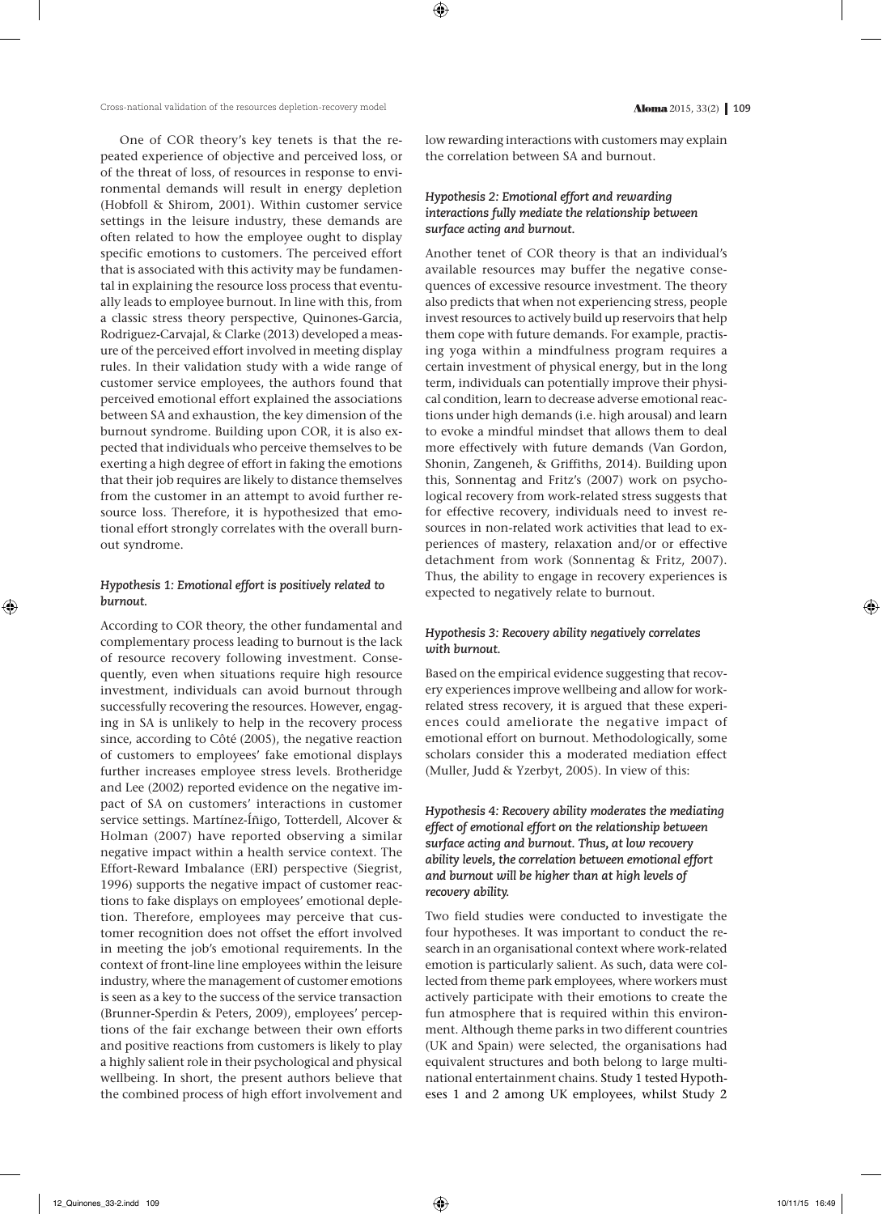One of COR theory's key tenets is that the repeated experience of objective and perceived loss, or of the threat of loss, of resources in response to environmental demands will result in energy depletion (Hobfoll & Shirom, 2001). Within customer service settings in the leisure industry, these demands are often related to how the employee ought to display specific emotions to customers. The perceived effort that is associated with this activity may be fundamental in explaining the resource loss process that eventually leads to employee burnout. In line with this, from a classic stress theory perspective, Quinones-Garcia, Rodriguez-Carvajal, & Clarke (2013) developed a measure of the perceived effort involved in meeting display rules. In their validation study with a wide range of customer service employees, the authors found that perceived emotional effort explained the associations between SA and exhaustion, the key dimension of the burnout syndrome. Building upon COR, it is also expected that individuals who perceive themselves to be exerting a high degree of effort in faking the emotions that their job requires are likely to distance themselves from the customer in an attempt to avoid further resource loss. Therefore, it is hypothesized that emotional effort strongly correlates with the overall burnout syndrome.

#### *Hypothesis 1: Emotional effort is positively related to burnout.*

According to COR theory, the other fundamental and complementary process leading to burnout is the lack of resource recovery following investment. Consequently, even when situations require high resource investment, individuals can avoid burnout through successfully recovering the resources. However, engaging in SA is unlikely to help in the recovery process since, according to Côté (2005), the negative reaction of customers to employees' fake emotional displays further increases employee stress levels. Brotheridge and Lee (2002) reported evidence on the negative impact of SA on customers' interactions in customer service settings. Martínez-Íñigo, Totterdell, Alcover & Holman (2007) have reported observing a similar negative impact within a health service context. The Effort-Reward Imbalance (ERI) perspective (Siegrist, 1996) supports the negative impact of customer reactions to fake displays on employees' emotional depletion. Therefore, employees may perceive that customer recognition does not offset the effort involved in meeting the job's emotional requirements. In the context of front-line line employees within the leisure industry, where the management of customer emotions is seen as a key to the success of the service transaction (Brunner-Sperdin & Peters, 2009), employees' perceptions of the fair exchange between their own efforts and positive reactions from customers is likely to play a highly salient role in their psychological and physical wellbeing. In short, the present authors believe that the combined process of high effort involvement and low rewarding interactions with customers may explain the correlation between SA and burnout.

#### *Hypothesis 2: Emotional effort and rewarding interactions fully mediate the relationship between surface acting and burnout.*

Another tenet of COR theory is that an individual's available resources may buffer the negative consequences of excessive resource investment. The theory also predicts that when not experiencing stress, people invest resources to actively build up reservoirs that help them cope with future demands. For example, practising yoga within a mindfulness program requires a certain investment of physical energy, but in the long term, individuals can potentially improve their physical condition, learn to decrease adverse emotional reactions under high demands (i.e. high arousal) and learn to evoke a mindful mindset that allows them to deal more effectively with future demands (Van Gordon, Shonin, Zangeneh, & Griffiths, 2014). Building upon this, Sonnentag and Fritz's (2007) work on psychological recovery from work-related stress suggests that for effective recovery, individuals need to invest resources in non-related work activities that lead to experiences of mastery, relaxation and/or effective detachment from work (Sonnentag & Fritz, 2007). Thus, the ability to engage in recovery experiences is expected to negatively relate to burnout.

#### *Hypothesis 3: Recovery ability negatively correlates with burnout.*

Based on the empirical evidence suggesting that recovery experiences improve wellbeing and allow for work-related stress recovery, it is argued that these experiences could ameliorate the negative impact of emotional effort on burnout. Methodologically, some scholars consider this a moderated mediation effect (Muller, Judd & Yzerbyt, 2005). In view of this:

#### *Hypothesis 4: Recovery ability moderates the mediating effect of emotional effort on the relationship between surface acting and burnout. Thus, at low recovery ability levels, the correlation between emotional effort and burnout will be higher than at high levels of recovery ability.*

Two field studies were conducted to investigate the four hypotheses. It was important to conduct the research in an organisational context where work-related emotion is particularly salient. As such, data were collected from theme park employees, where workers must actively participate with their emotions to create the fun atmosphere that is required within this environment. Although theme parks in two different countries (UK and Spain) were selected, the organisations had equivalent structures and both belong to large multinational entertainment chains. Study 1 tested Hypotheses 1 and 2 among UK employees, whilst Study 2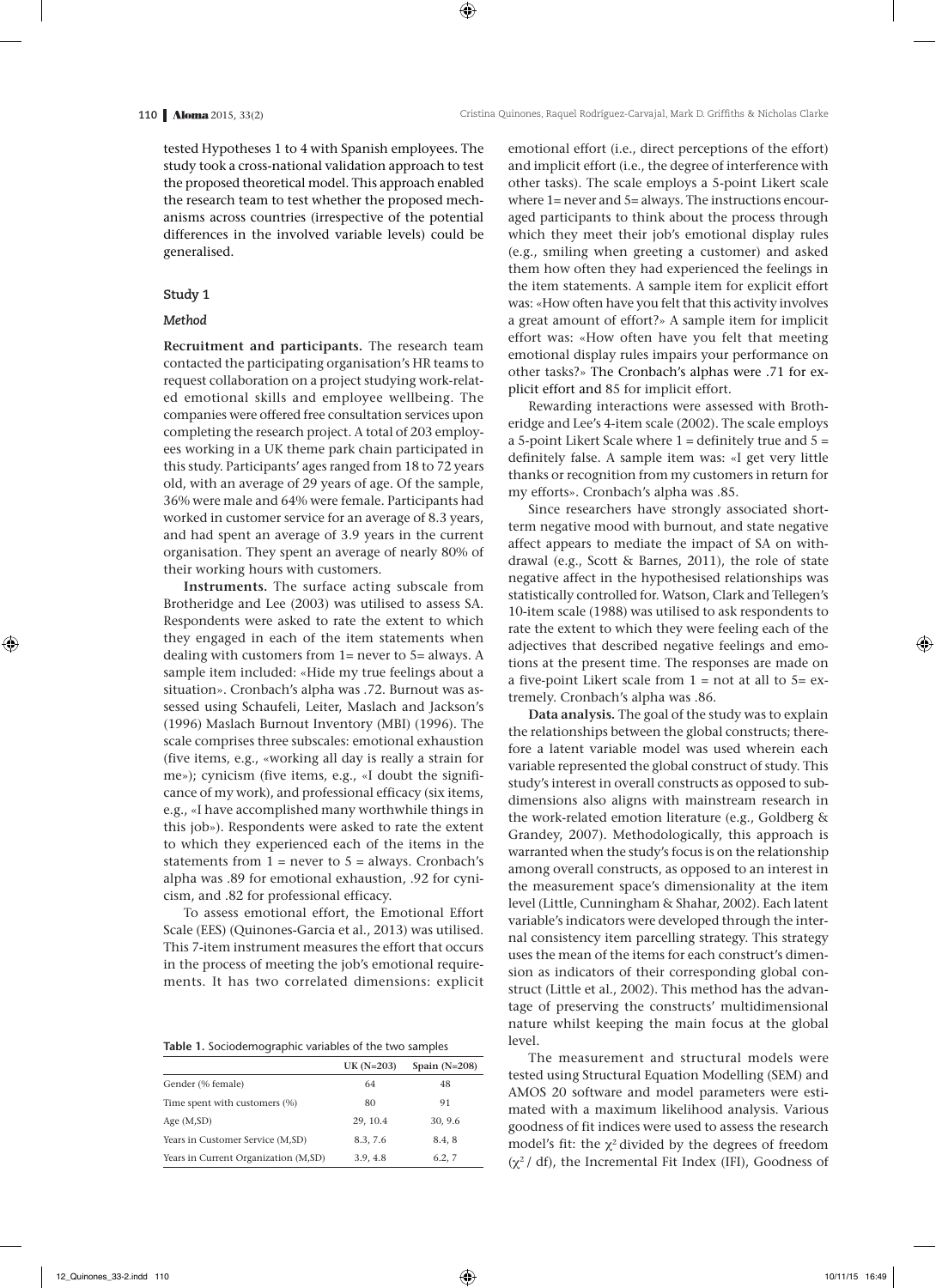tested Hypotheses 1 to 4 with Spanish employees. The study took a cross-national validation approach to test the proposed theoretical model. This approach enabled the research team to test whether the proposed mechanisms across countries (irrespective of the potential differences in the involved variable levels) could be generalised.

### Study 1

#### *Method*

**Recruitment and participants.** The research team contacted the participating organisation's HR teams to request collaboration on a project studying work-related emotional skills and employee wellbeing. The companies were offered free consultation services upon completing the research project. A total of 203 employees working in a UK theme park chain participated in this study. Participants' ages ranged from 18 to 72 years old, with an average of 29 years of age. Of the sample, 36% were male and 64% were female. Participants had worked in customer service for an average of 8.3 years, and had spent an average of 3.9 years in the current organisation. They spent an average of nearly 80% of their working hours with customers.

**Instruments.** The surface acting subscale from Brotheridge and Lee (2003) was utilised to assess SA. Respondents were asked to rate the extent to which they engaged in each of the item statements when dealing with customers from 1= never to 5= always. A sample item included: «Hide my true feelings about a situation». Cronbach's alpha was .72. Burnout was assessed using Schaufeli, Leiter, Maslach and Jackson's (1996) Maslach Burnout Inventory (MBI) (1996). The scale comprises three subscales: emotional exhaustion (five items, e.g., «working all day is really a strain for me»); cynicism (five items, e.g., «I doubt the significance of my work), and professional efficacy (six items, e.g., «I have accomplished many worthwhile things in this job»). Respondents were asked to rate the extent to which they experienced each of the items in the statements from 1 = never to 5 = always. Cronbach's alpha was .89 for emotional exhaustion, .92 for cynicism, and .82 for professional efficacy.

To assess emotional effort, the Emotional Effort Scale (EES) (Quinones-Garcia et al., 2013) was utilised. This 7-item instrument measures the effort that occurs in the process of meeting the job's emotional requirements. It has two correlated dimensions: explicit emotional effort (i.e., direct perceptions of the effort) and implicit effort (i.e., the degree of interference with other tasks). The scale employs a 5-point Likert scale where 1= never and 5= always. The instructions encouraged participants to think about the process through which they meet their job's emotional display rules (e.g., smiling when greeting a customer) and asked them how often they had experienced the feelings in the item statements. A sample item for explicit effort was: «How often have you felt that this activity involves a great amount of effort?» A sample item for implicit effort was: «How often have you felt that meeting emotional display rules impairs your performance on other tasks?» The Cronbach's alphas were .71 for explicit effort and 85 for implicit effort.

Rewarding interactions were assessed with Brotheridge and Lee's 4-item scale (2002). The scale employs a 5-point Likert Scale where 1 = definitely true and 5 = definitely false. A sample item was: «I get very little thanks or recognition from my customers in return for my efforts». Cronbach's alpha was .85.

Since researchers have strongly associated short-term negative mood with burnout, and state negative affect appears to mediate the impact of SA on withdrawal (e.g., Scott & Barnes, 2011), the role of state negative affect in the hypothesised relationships was statistically controlled for. Watson, Clark and Tellegen's 10-item scale (1988) was utilised to ask respondents to rate the extent to which they were feeling each of the adjectives that described negative feelings and emotions at the present time. The responses are made on a five-point Likert scale from 1 = not at all to 5= extremely. Cronbach's alpha was .86.

**Data analysis.** The goal of the study was to explain the relationships between the global constructs; therefore a latent variable model was used wherein each variable represented the global construct of study. This study's interest in overall constructs as opposed to subdimensions also aligns with mainstream research in the work-related emotion literature (e.g., Goldberg & Grandey, 2007). Methodologically, this approach is warranted when the study's focus is on the relationship among overall constructs, as opposed to an interest in the measurement space's dimensionality at the item level (Little, Cunningham & Shahar, 2002). Each latent variable's indicators were developed through the internal consistency item parcelling strategy. This strategy uses the mean of the items for each construct's dimension as indicators of their corresponding global construct (Little et al., 2002). This method has the advantage of preserving the constructs' multidimensional nature whilst keeping the main focus at the global level.

The measurement and structural models were tested using Structural Equation Modelling (SEM) and AMOS 20 software and model parameters were estimated with a maximum likelihood analysis. Various goodness of fit indices were used to assess the research model's fit: the $\chi^2$ divided by the degrees of freedom ($\chi^2$ / df), the Incremental Fit Index (IFI), Goodness of

**Table 1.** Sociodemographic variables of the two samples

| | UK (N=203) | Spain (N=208) |
|---|---|---|
| Gender (% female) | 64 | 48 |
| Time spent with customers (%) | 80 | 91 |
| Age (M,SD) | 29, 10.4 | 30, 9.6 |
| Years in Customer Service (M,SD) | 8.3, 7.6 | 8.4, 8 |
| Years in Current Organization (M,SD) | 3.9, 4.8 | 6.2, 7 |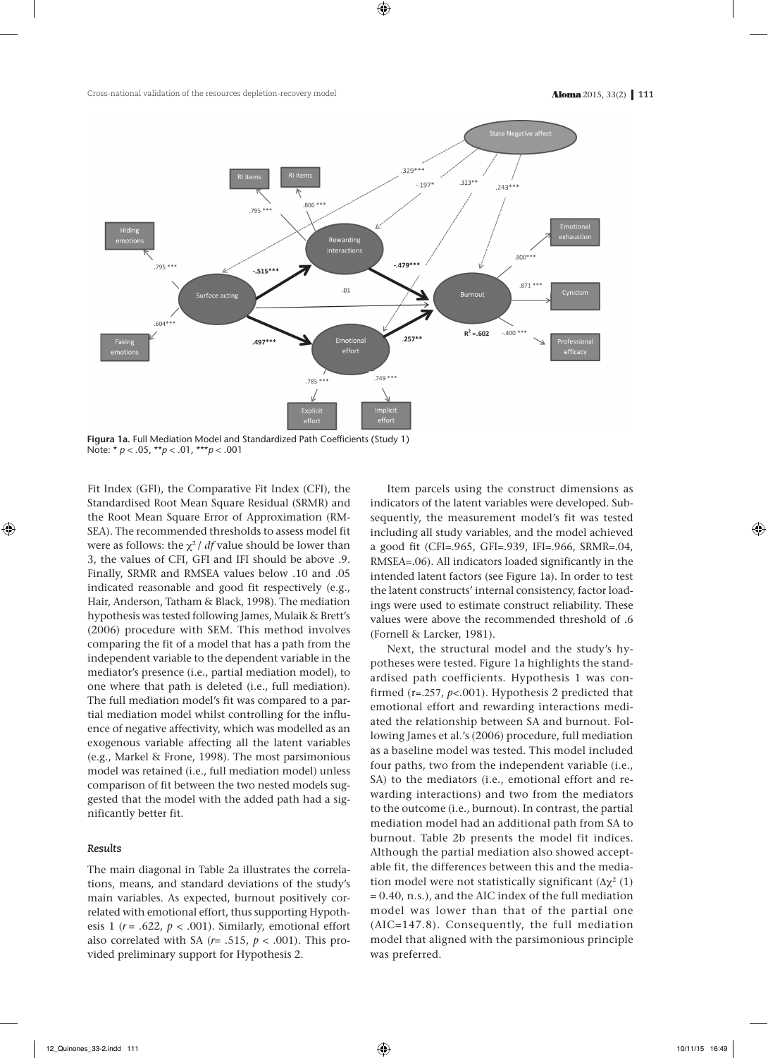**Figura 1a.** Full Mediation Model and Standardized Path Coefficients (Study 1)
Note: * $p < .05$, ** $p < .01$, *** $p < .001$

Fit Index (GFI), the Comparative Fit Index (CFI), the Standardised Root Mean Square Residual (SRMR) and the Root Mean Square Error of Approximation (RMSEA). The recommended thresholds to assess model fit were as follows: the $\chi^2 / df$ value should be lower than 3, the values of CFI, GFI and IFI should be above .9. Finally, SRMR and RMSEA values below .10 and .05 indicated reasonable and good fit respectively (e.g., Hair, Anderson, Tatham & Black, 1998). The mediation hypothesis was tested following James, Mulaik & Brett's (2006) procedure with SEM. This method involves comparing the fit of a model that has a path from the independent variable to the dependent variable in the mediator's presence (i.e., partial mediation model), to one where that path is deleted (i.e., full mediation). The full mediation model's fit was compared to a partial mediation model whilst controlling for the influence of negative affectivity, which was modelled as an exogenous variable affecting all the latent variables (e.g., Markel & Frone, 1998). The most parsimonious model was retained (i.e., full mediation model) unless comparison of fit between the two nested models suggested that the model with the added path had a significantly better fit.

### Results

The main diagonal in Table 2a illustrates the correlations, means, and standard deviations of the study's main variables. As expected, burnout positively correlated with emotional effort, thus supporting Hypothesis 1 ($r = .622$, $p < .001$). Similarly, emotional effort also correlated with SA ($r = .515$, $p < .001$). This provided preliminary support for Hypothesis 2.

Item parcels using the construct dimensions as indicators of the latent variables were developed. Subsequently, the measurement model's fit was tested including all study variables, and the model achieved a good fit (CFI=.965, GFI=.939, IFI=.966, SRMR=.04, RMSEA=.06). All indicators loaded significantly in the intended latent factors (see Figure 1a). In order to test the latent constructs' internal consistency, factor loadings were used to estimate construct reliability. These values were above the recommended threshold of .6 (Fornell & Larcker, 1981).

Next, the structural model and the study's hypotheses were tested. Figure 1a highlights the standardised path coefficients. Hypothesis 1 was confirmed (r=.257, $p<.001$). Hypothesis 2 predicted that emotional effort and rewarding interactions mediated the relationship between SA and burnout. Following James et al.'s (2006) procedure, full mediation as a baseline model was tested. This model included four paths, two from the independent variable (i.e., SA) to the mediators (i.e., emotional effort and rewarding interactions) and two from the mediators to the outcome (i.e., burnout). In contrast, the partial mediation model had an additional path from SA to burnout. Table 2b presents the model fit indices. Although the partial mediation also showed acceptable fit, the differences between this and the mediation model were not statistically significant ($\Delta\chi^2$ (1) = 0.40, n.s.), and the AIC index of the full mediation model was lower than that of the partial one (AIC=147.8). Consequently, the full mediation model that aligned with the parsimonious principle was preferred.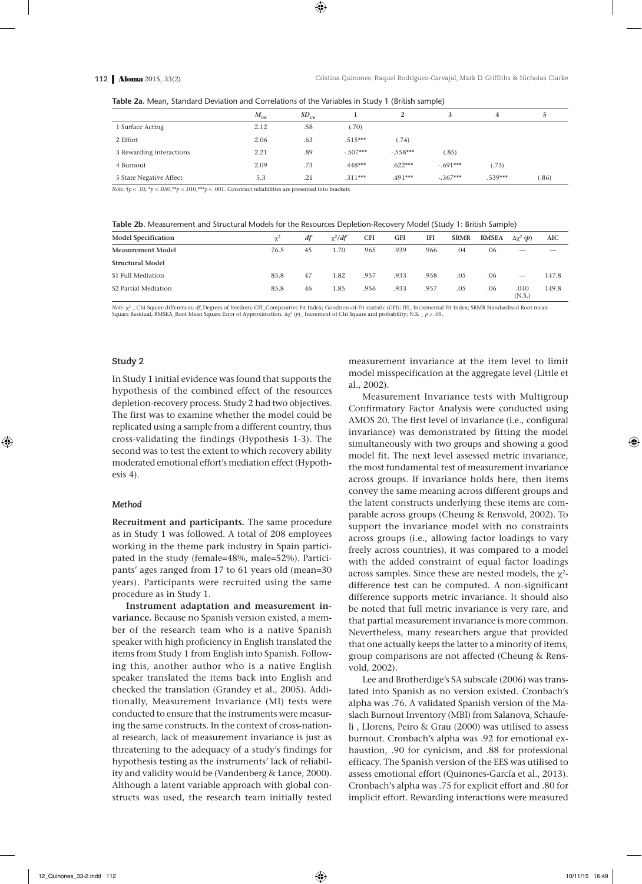**Table 2a.** Mean, Standard Deviation and Correlations of the Variables in Study 1 (British sample)

| | $M_{UK}$ | $SD_{UK}$ | 1 | 2 | 3 | 4 | 5 |
|---|---|---|---|---|---|---|---|
| 1 Surface Acting | 2.12 | .58 | (.70) | | | | |
| 2 Effort | 2.06 | .63 | .515*** | (.74) | | | |
| 3 Rewarding interactions | 2.21 | .89 | -.507*** | -.558*** | (.85) | | |
| 4 Burnout | 2.09 | .73 | .448*** | .622*** | -.691*** | (.73) | |
| 5 State Negative Affect | 5.3 | .21 | .311*** | .491*** | -.367*** | .539*** | (.86) |

*Note:* †$p < .10$, *$p < .050$,**$p < .010$,***$p < .001$. Construct reliabilities are presented into brackets

**Table 2b.** Measurement and Structural Models for the Resources Depletion-Recovery Model (Study 1: British Sample)

| Model Specification | $\chi^2$ | *df* | $\chi^2/df$ | CFI | GFI | IFI | SRMR | RMSEA | $\Delta\chi^2$ (*p*) | AIC |
|---|---|---|---|---|---|---|---|---|---|---|
| **Measurement Model** | 76.5 | 45 | 1.70 | .965 | .939 | .966 | .04 | .06 | --- | --- |
| **Structural Model** | | | | | | | | | | |
| S1 Full Mediation | 85.8 | 47 | 1.82 | .957 | .933 | .958 | .05 | .06 | --- | 147.8 |
| S2 Partial Mediation | 85.8 | 46 | 1.85 | .956 | .933 | .957 | .05 | .06 | .040 (N.S.) | 149.8 |

*Note:* $\chi^2$ _ Chi Square differences; *df*_Degrees of freedom; CFI_Comparative Fit Index; Goodness-of-Fit statistic (GFI); IFI_ Incremental Fit Index; SRMR Standardised Root mean Square Residual; RMSEA_Root Mean Square Error of Approximation. $\Delta\chi^2$ (*p*)_ Increment of Chi Square and probability; N.S. _ $p > .05$.

### Study 2

In Study 1 initial evidence was found that supports the hypothesis of the combined effect of the resources depletion-recovery process. Study 2 had two objectives. The first was to examine whether the model could be replicated using a sample from a different country, thus cross-validating the findings (Hypothesis 1-3). The second was to test the extent to which recovery ability moderated emotional effort's mediation effect (Hypothesis 4).

#### *Method*

**Recruitment and participants.** The same procedure as in Study 1 was followed. A total of 208 employees working in the theme park industry in Spain participated in the study (female=48%, male=52%). Participants' ages ranged from 17 to 61 years old (mean=30 years). Participants were recruited using the same procedure as in Study 1.

**Instrument adaptation and measurement invariance.** Because no Spanish version existed, a member of the research team who is a native Spanish speaker with high proficiency in English translated the items from Study 1 from English into Spanish. Following this, another author who is a native English speaker translated the items back into English and checked the translation (Grandey et al., 2005). Additionally, Measurement Invariance (MI) tests were conducted to ensure that the instruments were measuring the same constructs. In the context of cross-national research, lack of measurement invariance is just as threatening to the adequacy of a study's findings for hypothesis testing as the instruments' lack of reliability and validity would be (Vandenberg & Lance, 2000). Although a latent variable approach with global constructs was used, the research team initially tested measurement invariance at the item level to limit model misspecification at the aggregate level (Little et al., 2002).

Measurement Invariance tests with Multigroup Confirmatory Factor Analysis were conducted using AMOS 20. The first level of invariance (i.e., configural invariance) was demonstrated by fitting the model simultaneously with two groups and showing a good model fit. The next level assessed metric invariance, the most fundamental test of measurement invariance across groups. If invariance holds here, then items convey the same meaning across different groups and the latent constructs underlying these items are comparable across groups (Cheung & Rensvold, 2002). To support the invariance model with no constraints across groups (i.e., allowing factor loadings to vary freely across countries), it was compared to a model with the added constraint of equal factor loadings across samples. Since these are nested models, the $\chi^2$-difference test can be computed. A non-significant difference supports metric invariance. It should also be noted that full metric invariance is very rare, and that partial measurement invariance is more common. Nevertheless, many researchers argue that provided that one actually keeps the latter to a minority of items, group comparisons are not affected (Cheung & Rensvold, 2002).

Lee and Brotherdige's SA subscale (2006) was translated into Spanish as no version existed. Cronbach's alpha was .76. A validated Spanish version of the Maslach Burnout Inventory (MBI) from Salanova, Schaufeli , Llorens, Peiro & Grau (2000) was utilised to assess burnout. Cronbach's alpha was .92 for emotional exhaustion, .90 for cynicism, and .88 for professional efficacy. The Spanish version of the EES was utilised to assess emotional effort (Quinones-García et al., 2013). Cronbach's alpha was .75 for explicit effort and .80 for implicit effort. Rewarding interactions were measured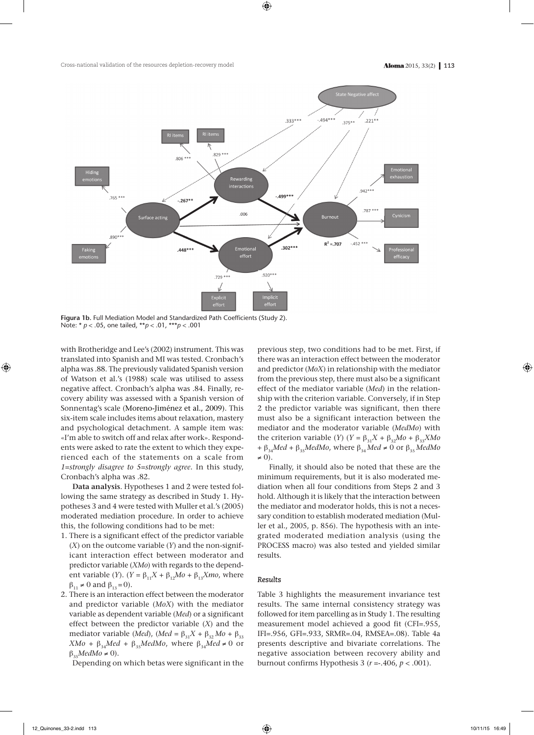Figura 1b. Full Mediation Model and Standardized Path Coefficients (Study 2).
Note: * $p < .05$, one tailed, ** $p < .01$, *** $p < .001$

with Brotheridge and Lee's (2002) instrument. This was translated into Spanish and MI was tested. Cronbach's alpha was .88. The previously validated Spanish version of Watson et al.'s (1988) scale was utilised to assess negative affect. Cronbach's alpha was .84. Finally, recovery ability was assessed with a Spanish version of Sonnentag's scale (Moreno-Jiménez et al., 2009). This six-item scale includes items about relaxation, mastery and psychological detachment. A sample item was: «I'm able to switch off and relax after work». Respondents were asked to rate the extent to which they experienced each of the statements on a scale from *1=strongly disagree to 5=strongly agree*. In this study, Cronbach's alpha was .82.

**Data analysis**. Hypotheses 1 and 2 were tested following the same strategy as described in Study 1. Hypotheses 3 and 4 were tested with Muller et al.'s (2005) moderated mediation procedure. In order to achieve this, the following conditions had to be met:

1. There is a significant effect of the predictor variable (*X*) on the outcome variable (*Y*) and the non-significant interaction effect between moderator and predictor variable (*XMo*) with regards to the dependent variable (*Y*). ($Y = \beta_{11}X + \beta_{12}Mo + \beta_{13}Xmo$, where $\beta_{11} \neq 0$ and $\beta_{13} = 0$).
2. There is an interaction effect between the moderator and predictor variable (*MoX*) with the mediator variable as dependent variable (*Med*) or a significant effect between the predictor variable (*X*) and the mediator variable (*Med*), ($Med = \beta_{31}X + \beta_{32}Mo + \beta_{33}XMo + \beta_{34}Med + \beta_{35}MedMo$, where $\beta_{34}Med \neq 0$ or $\beta_{35}MedMo \neq 0$).

Depending on which betas were significant in the previous step, two conditions had to be met. First, if there was an interaction effect between the moderator and predictor (*MoX*) in relationship with the mediator from the previous step, there must also be a significant effect of the mediator variable (*Med*) in the relationship with the criterion variable. Conversely, if in Step 2 the predictor variable was significant, then there must also be a significant interaction between the mediator and the moderator variable (*MedMo*) with the criterion variable (*Y*) ($Y = \beta_{31}X + \beta_{32}Mo + \beta_{33}XMo + \beta_{34}Med + \beta_{35}MedMo$, where $\beta_{34}Med \neq 0$ or $\beta_{35}MedMo \neq 0$).

Finally, it should also be noted that these are the minimum requirements, but it is also moderated mediation when all four conditions from Steps 2 and 3 hold. Although it is likely that the interaction between the mediator and moderator holds, this is not a necessary condition to establish moderated mediation (Muller et al., 2005, p. 856). The hypothesis with an integrated moderated mediation analysis (using the PROCESS macro) was also tested and yielded similar results.

### *Results*

Table 3 highlights the measurement invariance test results. The same internal consistency strategy was followed for item parcelling as in Study 1. The resulting measurement model achieved a good fit (CFI=.955, IFI=.956, GFI=.933, SRMR=.04, RMSEA=.08). Table 4a presents descriptive and bivariate correlations. The negative association between recovery ability and burnout confirms Hypothesis 3 ($r$ =-.406, $p < .001$).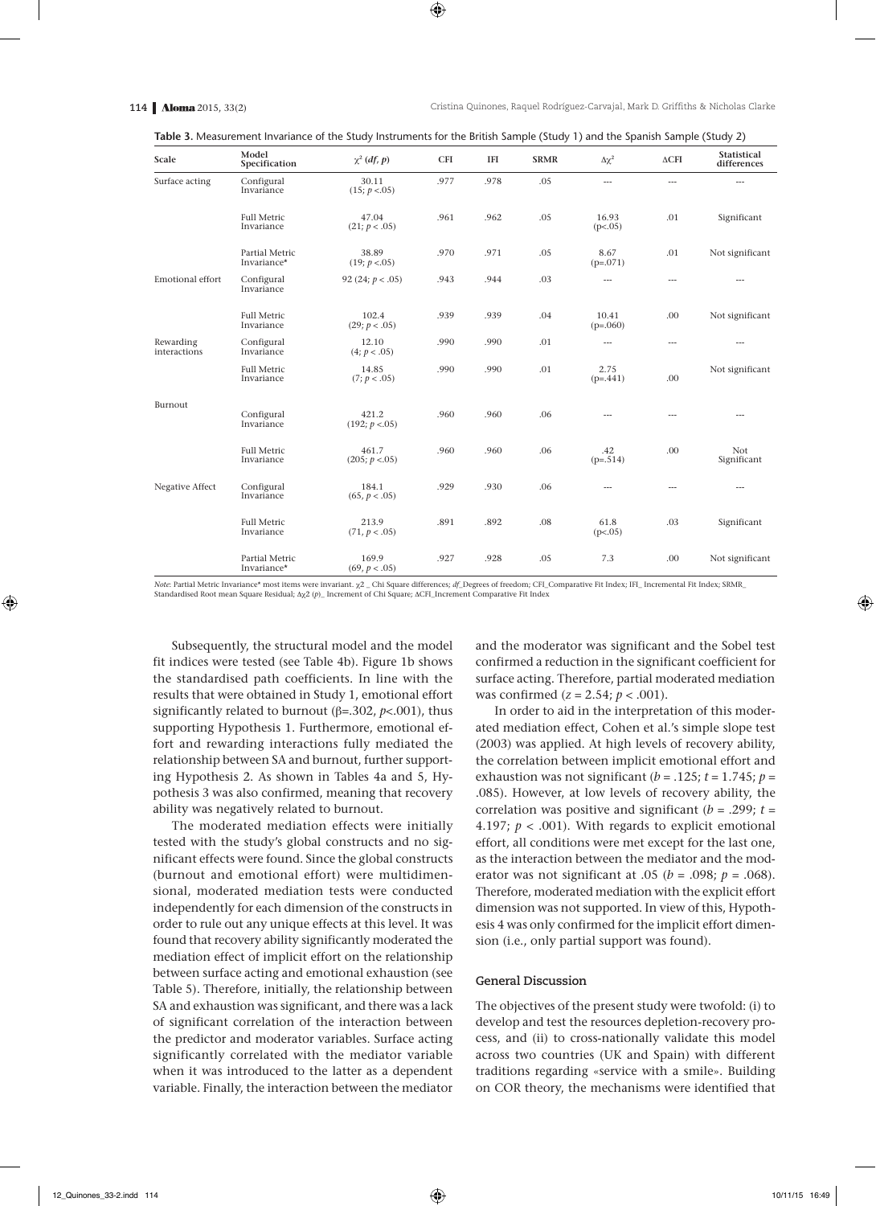**Table 3.** Measurement Invariance of the Study Instruments for the British Sample (Study 1) and the Spanish Sample (Study 2)

| Scale | Model Specification | $\chi^2$ (*df*, *p*) | CFI | IFI | SRMR | $\Delta\chi^2$ | $\Delta$CFI | Statistical differences |
|---|---|---|---|---|---|---|---|---|
| Surface acting | Configural Invariance | 30.11 (15; $p$ <.05) | .977 | .978 | .05 | --- | --- | --- |
| | Full Metric Invariance | 47.04 (21; $p$ < .05) | .961 | .962 | .05 | 16.93 (p<.05) | .01 | Significant |
| | Partial Metric Invariance* | 38.89 (19; $p$ <.05) | .970 | .971 | .05 | 8.67 (p=.071) | .01 | Not significant |
| Emotional effort | Configural Invariance | 92 (24; $p$ < .05) | .943 | .944 | .03 | --- | --- | --- |
| | Full Metric Invariance | 102.4 (29; $p$ < .05) | .939 | .939 | .04 | 10.41 (p=.060) | .00 | Not significant |
| Rewarding interactions | Configural Invariance | 12.10 (4; $p$ < .05) | .990 | .990 | .01 | --- | --- | --- |
| | Full Metric Invariance | 14.85 (7; $p$ < .05) | .990 | .990 | .01 | 2.75 (p=.441) | .00 | Not significant |
| Burnout | Configural Invariance | 421.2 (192; $p$ <.05) | .960 | .960 | .06 | --- | --- | --- |
| | Full Metric Invariance | 461.7 (205; $p$ <.05) | .960 | .960 | .06 | .42 (p=.514) | .00 | Not Significant |
| Negative Affect | Configural Invariance | 184.1 (65, $p$ < .05) | .929 | .930 | .06 | --- | --- | --- |
| | Full Metric Invariance | 213.9 (71, $p$ < .05) | .891 | .892 | .08 | 61.8 (p<.05) | .03 | Significant |
| | Partial Metric Invariance* | 169.9 (69, $p$ < .05) | .927 | .928 | .05 | 7.3 | .00 | Not significant |

*Note*: Partial Metric Invariance* most items were invariant. $\chi$2 _ Chi Square differences; *df*_Degrees of freedom; CFI_Comparative Fit Index; IFI_ Incremental Fit Index; SRMR_ Standardised Root mean Square Residual; $\Delta\chi$2 (*p*)_ Increment of Chi Square; $\Delta$CFI_Increment Comparative Fit Index

Subsequently, the structural model and the model fit indices were tested (see Table 4b). Figure 1b shows the standardised path coefficients. In line with the results that were obtained in Study 1, emotional effort significantly related to burnout ($\beta$=.302, $p$<.001), thus supporting Hypothesis 1. Furthermore, emotional effort and rewarding interactions fully mediated the relationship between SA and burnout, further supporting Hypothesis 2. As shown in Tables 4a and 5, Hypothesis 3 was also confirmed, meaning that recovery ability was negatively related to burnout.

The moderated mediation effects were initially tested with the study's global constructs and no significant effects were found. Since the global constructs (burnout and emotional effort) were multidimensional, moderated mediation tests were conducted independently for each dimension of the constructs in order to rule out any unique effects at this level. It was found that recovery ability significantly moderated the mediation effect of implicit effort on the relationship between surface acting and emotional exhaustion (see Table 5). Therefore, initially, the relationship between SA and exhaustion was significant, and there was a lack of significant correlation of the interaction between the predictor and moderator variables. Surface acting significantly correlated with the mediator variable when it was introduced to the latter as a dependent variable. Finally, the interaction between the mediator and the moderator was significant and the Sobel test confirmed a reduction in the significant coefficient for surface acting. Therefore, partial moderated mediation was confirmed ($z$ = 2.54; $p$ < .001).

In order to aid in the interpretation of this moderated mediation effect, Cohen et al.'s simple slope test (2003) was applied. At high levels of recovery ability, the correlation between implicit emotional effort and exhaustion was not significant ($b$ = .125; $t$ = 1.745; $p$ = .085). However, at low levels of recovery ability, the correlation was positive and significant ($b$ = .299; $t$ = 4.197; $p$ < .001). With regards to explicit emotional effort, all conditions were met except for the last one, as the interaction between the mediator and the moderator was not significant at .05 ($b$ = .098; $p$ = .068). Therefore, moderated mediation with the explicit effort dimension was not supported. In view of this, Hypothesis 4 was only confirmed for the implicit effort dimension (i.e., only partial support was found).

### General Discussion

The objectives of the present study were twofold: (i) to develop and test the resources depletion-recovery process, and (ii) to cross-nationally validate this model across two countries (UK and Spain) with different traditions regarding «service with a smile». Building on COR theory, the mechanisms were identified that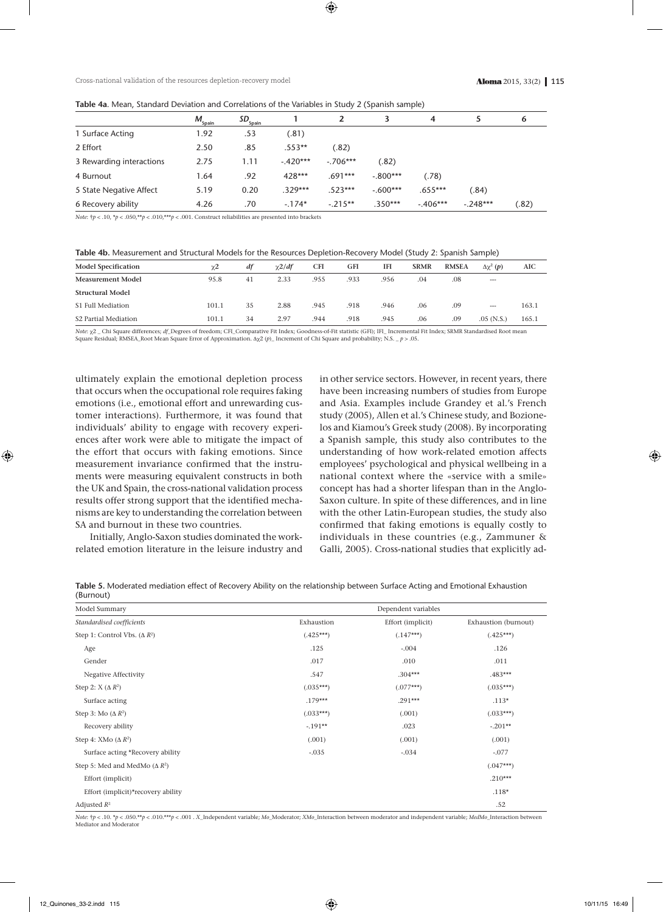**Table 4a**. Mean, Standard Deviation and Correlations of the Variables in Study 2 (Spanish sample)

| | $M_{Spain}$ | $SD_{Spain}$ | 1 | 2 | 3 | 4 | 5 | 6 |
|---|---|---|---|---|---|---|---|---|
| 1 Surface Acting | 1.92 | .53 | (.81) | | | | | |
| 2 Effort | 2.50 | .85 | .553** | (.82) | | | | |
| 3 Rewarding interactions | 2.75 | 1.11 | -.420*** | -.706*** | (.82) | | | |
| 4 Burnout | 1.64 | .92 | 428*** | .691*** | -.800*** | (.78) | | |
| 5 State Negative Affect | 5.19 | 0.20 | .329*** | .523*** | -.600*** | .655*** | (.84) | |
| 6 Recovery ability | 4.26 | .70 | -.174* | -.215** | .350*** | -.406*** | -.248*** | (.82) |

*Note*: †$p < .10$, *$p < .050$,**$p < .010$,***$p < .001$. Construct reliabilities are presented into brackets

**Table 4b.** Measurement and Structural Models for the Resources Depletion-Recovery Model (Study 2: Spanish Sample)

| Model Specification | $\chi2$ | *df* | $\chi2/df$ | CFI | GFI | IFI | SRMR | RMSEA | $\Delta\chi^2$ (*p*) | AIC |
|---|---|---|---|---|---|---|---|---|---|---|
| **Measurement Model** | 95.8 | 41 | 2.33 | .955 | .933 | .956 | .04 | .08 | --- | |
| **Structural Model** | | | | | | | | | | |
| S1 Full Mediation | 101.1 | 35 | 2.88 | .945 | .918 | .946 | .06 | .09 | --- | 163.1 |
| S2 Partial Mediation | 101.1 | 34 | 2.97 | .944 | .918 | .945 | .06 | .09 | .05 (N.S.) | 165.1 |

*Note*: $\chi2$ _ Chi Square differences; *df*_Degrees of freedom; CFI_Comparative Fit Index; Goodness-of-Fit statistic (GFI); IFI_ Incremental Fit Index; SRMR Standardised Root mean Square Residual; RMSEA_Root Mean Square Error of Approximation. $\Delta\chi2$ (*p*)_ Increment of Chi Square and probability; N.S. _ $p > .05$.

ultimately explain the emotional depletion process that occurs when the occupational role requires faking emotions (i.e., emotional effort and unrewarding customer interactions). Furthermore, it was found that individuals' ability to engage with recovery experiences after work were able to mitigate the impact of the effort that occurs with faking emotions. Since measurement invariance confirmed that the instruments were measuring equivalent constructs in both the UK and Spain, the cross-national validation process results offer strong support that the identified mechanisms are key to understanding the correlation between SA and burnout in these two countries.

Initially, Anglo-Saxon studies dominated the work-related emotion literature in the leisure industry and in other service sectors. However, in recent years, there have been increasing numbers of studies from Europe and Asia. Examples include Grandey et al.'s French study (2005), Allen et al.'s Chinese study, and Bozionelos and Kiamou's Greek study (2008). By incorporating a Spanish sample, this study also contributes to the understanding of how work-related emotion affects employees' psychological and physical wellbeing in a national context where the «service with a smile» concept has had a shorter lifespan than in the Anglo-Saxon culture. In spite of these differences, and in line with the other Latin-European studies, the study also confirmed that faking emotions is equally costly to individuals in these countries (e.g., Zammuner & Galli, 2005). Cross-national studies that explicitly ad-

**Table 5.** Moderated mediation effect of Recovery Ability on the relationship between Surface Acting and Emotional Exhaustion (Burnout)

| Model Summary | Dependent variables | | |
|---|---|---|---|
| *Standardised coefficients* | Exhaustion | Effort (implicit) | Exhaustion (burnout) |
| Step 1: Control Vbs. ($\Delta R^2$) | (.425***) | (.147***) | (.425***) |
| Age | .125 | -.004 | .126 |
| Gender | .017 | .010 | .011 |
| Negative Affectivity | .547 | .304*** | .483*** |
| Step 2: X ($\Delta R^2$) | (.035***) | (.077***) | (.035***) |
| Surface acting | .179*** | .291*** | .113* |
| Step 3: Mo ($\Delta R^2$) | (.033***) | (.001) | (.033***) |
| Recovery ability | -.191** | .023 | -.201** |
| Step 4: XMo ($\Delta R^2$) | (.001) | (.001) | (.001) |
| Surface acting *Recovery ability | -.035 | -.034 | -.077 |
| Step 5: Med and MedMo ($\Delta R^2$) | | | (.047***) |
| Effort (implicit) | | | .210*** |
| Effort (implicit)*recovery ability | | | .118* |
| Adjusted $R^2$ | | | .52 |

*Note*: †$p < .10$. *$p < .050$.**$p < .010$.***$p < .001$ . *X*_Independent variable; *Mo*_Moderator; *XMo*_Interaction between moderator and independent variable; *MedMo*_Interaction between Mediator and Moderator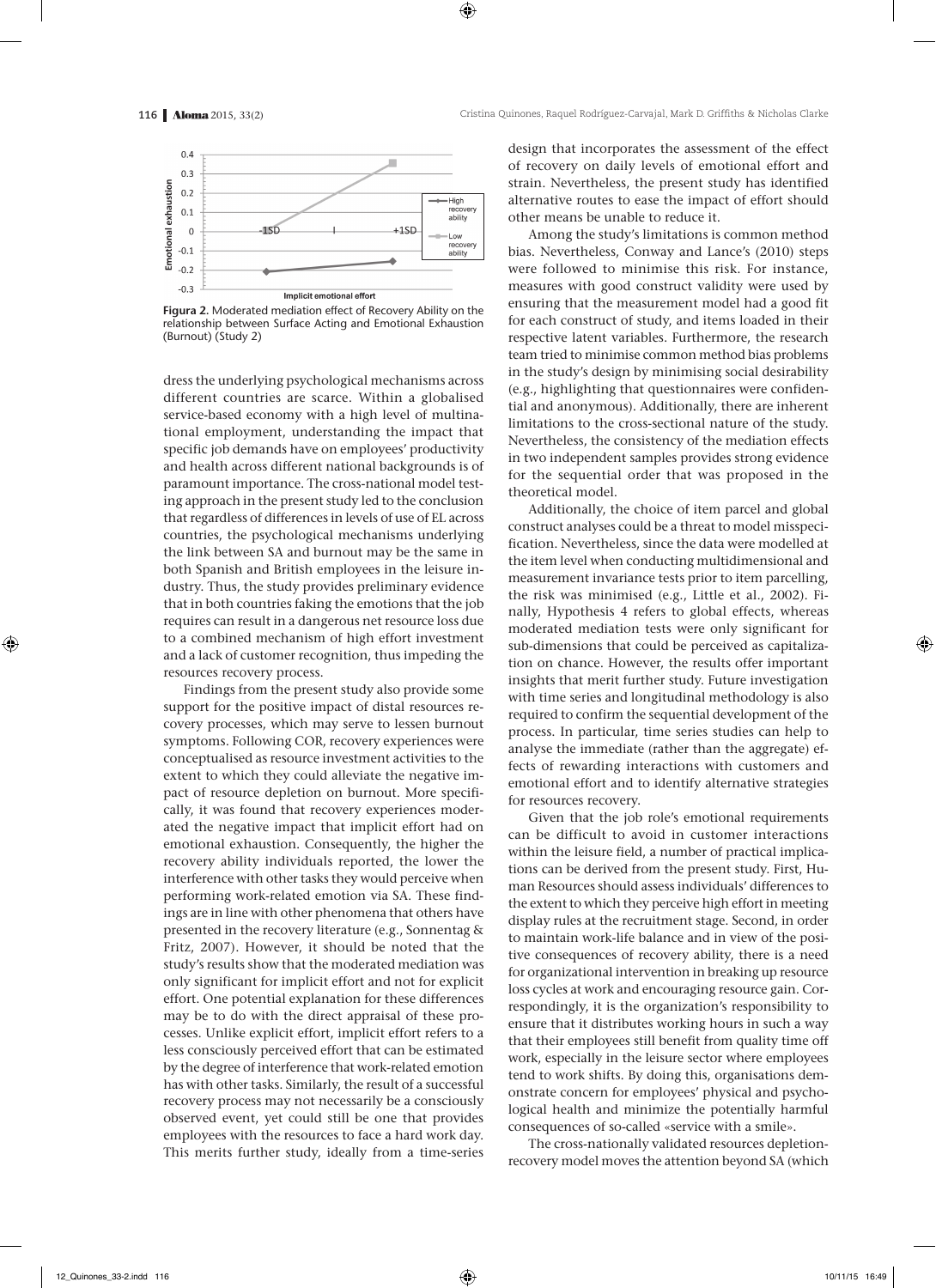Figura 2. Moderated mediation effect of Recovery Ability on the relationship between Surface Acting and Emotional Exhaustion (Burnout) (Study 2)

dress the underlying psychological mechanisms across different countries are scarce. Within a globalised service-based economy with a high level of multinational employment, understanding the impact that specific job demands have on employees' productivity and health across different national backgrounds is of paramount importance. The cross-national model testing approach in the present study led to the conclusion that regardless of differences in levels of use of EL across countries, the psychological mechanisms underlying the link between SA and burnout may be the same in both Spanish and British employees in the leisure industry. Thus, the study provides preliminary evidence that in both countries faking the emotions that the job requires can result in a dangerous net resource loss due to a combined mechanism of high effort investment and a lack of customer recognition, thus impeding the resources recovery process.

Findings from the present study also provide some support for the positive impact of distal resources recovery processes, which may serve to lessen burnout symptoms. Following COR, recovery experiences were conceptualised as resource investment activities to the extent to which they could alleviate the negative impact of resource depletion on burnout. More specifically, it was found that recovery experiences moderated the negative impact that implicit effort had on emotional exhaustion. Consequently, the higher the recovery ability individuals reported, the lower the interference with other tasks they would perceive when performing work-related emotion via SA. These findings are in line with other phenomena that others have presented in the recovery literature (e.g., Sonnentag & Fritz, 2007). However, it should be noted that the study's results show that the moderated mediation was only significant for implicit effort and not for explicit effort. One potential explanation for these differences may be to do with the direct appraisal of these processes. Unlike explicit effort, implicit effort refers to a less consciously perceived effort that can be estimated by the degree of interference that work-related emotion has with other tasks. Similarly, the result of a successful recovery process may not necessarily be a consciously observed event, yet could still be one that provides employees with the resources to face a hard work day. This merits further study, ideally from a time-series design that incorporates the assessment of the effect of recovery on daily levels of emotional effort and strain. Nevertheless, the present study has identified alternative routes to ease the impact of effort should other means be unable to reduce it.

Among the study's limitations is common method bias. Nevertheless, Conway and Lance's (2010) steps were followed to minimise this risk. For instance, measures with good construct validity were used by ensuring that the measurement model had a good fit for each construct of study, and items loaded in their respective latent variables. Furthermore, the research team tried to minimise common method bias problems in the study's design by minimising social desirability (e.g., highlighting that questionnaires were confidential and anonymous). Additionally, there are inherent limitations to the cross-sectional nature of the study. Nevertheless, the consistency of the mediation effects in two independent samples provides strong evidence for the sequential order that was proposed in the theoretical model.

Additionally, the choice of item parcel and global construct analyses could be a threat to model misspecification. Nevertheless, since the data were modelled at the item level when conducting multidimensional and measurement invariance tests prior to item parcelling, the risk was minimised (e.g., Little et al., 2002). Finally, Hypothesis 4 refers to global effects, whereas moderated mediation tests were only significant for sub-dimensions that could be perceived as capitalization on chance. However, the results offer important insights that merit further study. Future investigation with time series and longitudinal methodology is also required to confirm the sequential development of the process. In particular, time series studies can help to analyse the immediate (rather than the aggregate) effects of rewarding interactions with customers and emotional effort and to identify alternative strategies for resources recovery.

Given that the job role's emotional requirements can be difficult to avoid in customer interactions within the leisure field, a number of practical implications can be derived from the present study. First, Human Resources should assess individuals' differences to the extent to which they perceive high effort in meeting display rules at the recruitment stage. Second, in order to maintain work-life balance and in view of the positive consequences of recovery ability, there is a need for organizational intervention in breaking up resource loss cycles at work and encouraging resource gain. Correspondingly, it is the organization's responsibility to ensure that it distributes working hours in such a way that their employees still benefit from quality time off work, especially in the leisure sector where employees tend to work shifts. By doing this, organisations demonstrate concern for employees' physical and psychological health and minimize the potentially harmful consequences of so-called «service with a smile».

The cross-nationally validated resources depletion-recovery model moves the attention beyond SA (which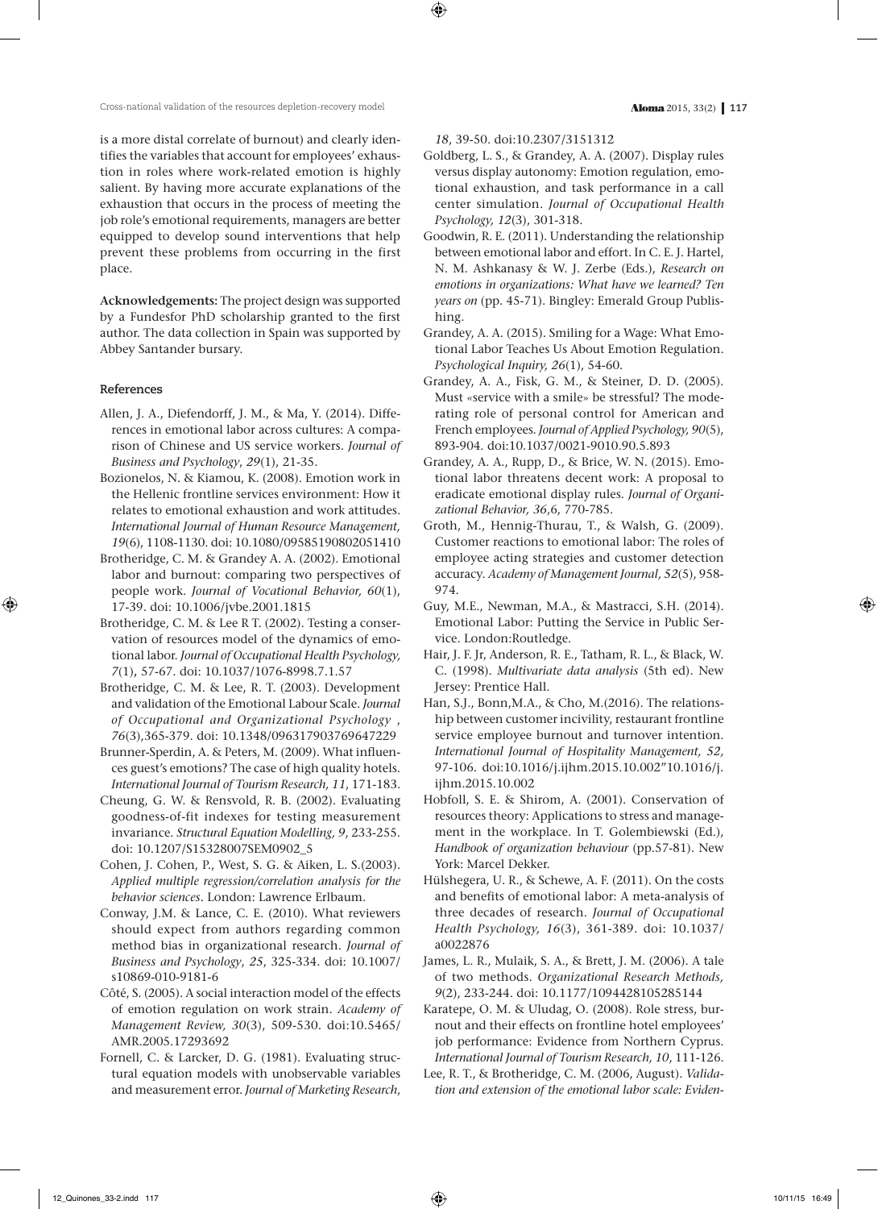is a more distal correlate of burnout) and clearly identifies the variables that account for employees' exhaustion in roles where work-related emotion is highly salient. By having more accurate explanations of the exhaustion that occurs in the process of meeting the job role's emotional requirements, managers are better equipped to develop sound interventions that help prevent these problems from occurring in the first place.

**Acknowledgements:** The project design was supported by a Fundesfor PhD scholarship granted to the first author. The data collection in Spain was supported by Abbey Santander bursary.

### References

Allen, J. A., Diefendorff, J. M., & Ma, Y. (2014). Differences in emotional labor across cultures: A comparison of Chinese and US service workers. *Journal of Business and Psychology*, *29*(1), 21-35.

Bozionelos, N. & Kiamou, K. (2008). Emotion work in the Hellenic frontline services environment: How it relates to emotional exhaustion and work attitudes. *International Journal of Human Resource Management, 19*(6), 1108-1130. doi: 10.1080/09585190802051410

Brotheridge, C. M. & Grandey A. A. (2002). Emotional labor and burnout: comparing two perspectives of people work. *Journal of Vocational Behavior, 60*(1), 17-39. doi: 10.1006/jvbe.2001.1815

Brotheridge, C. M. & Lee R T. (2002). Testing a conservation of resources model of the dynamics of emotional labor. *Journal of Occupational Health Psychology, 7*(1), 57-67. doi: 10.1037/1076-8998.7.1.57

Brotheridge, C. M. & Lee, R. T. (2003). Development and validation of the Emotional Labour Scale. *Journal of Occupational and Organizational Psychology , 76*(3),365-379. doi: 10.1348/096317903769647229

Brunner-Sperdin, A. & Peters, M. (2009). What influences guest's emotions? The case of high quality hotels. *International Journal of Tourism Research, 11*, 171-183.

Cheung, G. W. & Rensvold, R. B. (2002). Evaluating goodness-of-fit indexes for testing measurement invariance. *Structural Equation Modelling, 9*, 233-255. doi: 10.1207/S15328007SEM0902_5

Cohen, J. Cohen, P., West, S. G. & Aiken, L. S.(2003). *Applied multiple regression/correlation analysis for the behavior sciences*. London: Lawrence Erlbaum.

Conway, J.M. & Lance, C. E. (2010). What reviewers should expect from authors regarding common method bias in organizational research. *Journal of Business and Psychology*, *25*, 325-334. doi: 10.1007/s10869-010-9181-6

Côté, S. (2005). A social interaction model of the effects of emotion regulation on work strain. *Academy of Management Review, 30*(3), 509-530. doi:10.5465/AMR.2005.17293692

Fornell, C. & Larcker, D. G. (1981). Evaluating structural equation models with unobservable variables and measurement error. *Journal of Marketing Research*, *18*, 39-50. doi:10.2307/3151312

Goldberg, L. S., & Grandey, A. A. (2007). Display rules versus display autonomy: Emotion regulation, emotional exhaustion, and task performance in a call center simulation. *Journal of Occupational Health Psychology, 12*(3), 301-318.

Goodwin, R. E. (2011). Understanding the relationship between emotional labor and effort. In C. E. J. Hartel, N. M. Ashkanasy & W. J. Zerbe (Eds.), *Research on emotions in organizations: What have we learned? Ten years on* (pp. 45-71). Bingley: Emerald Group Publishing.

Grandey, A. A. (2015). Smiling for a Wage: What Emotional Labor Teaches Us About Emotion Regulation. *Psychological Inquiry, 26*(1), 54-60.

Grandey, A. A., Fisk, G. M., & Steiner, D. D. (2005). Must «service with a smile» be stressful? The moderating role of personal control for American and French employees. *Journal of Applied Psychology, 90*(5), 893-904. doi:10.1037/0021-9010.90.5.893

Grandey, A. A., Rupp, D., & Brice, W. N. (2015). Emotional labor threatens decent work: A proposal to eradicate emotional display rules. *Journal of Organizational Behavior, 36*,6, 770-785.

Groth, M., Hennig-Thurau, T., & Walsh, G. (2009). Customer reactions to emotional labor: The roles of employee acting strategies and customer detection accuracy. *Academy of Management Journal, 52*(5), 958-974.

Guy, M.E., Newman, M.A., & Mastracci, S.H. (2014). Emotional Labor: Putting the Service in Public Service. London:Routledge.

Hair, J. F. Jr, Anderson, R. E., Tatham, R. L., & Black, W. C. (1998). *Multivariate data analysis* (5th ed). New Jersey: Prentice Hall.

Han, S.J., Bonn,M.A., & Cho, M.(2016). The relationship between customer incivility, restaurant frontline service employee burnout and turnover intention. *International Journal of Hospitality Management, 52*, 97-106. doi:10.1016/j.ijhm.2015.10.002"10.1016/j.ijhm.2015.10.002

Hobfoll, S. E. & Shirom, A. (2001). Conservation of resources theory: Applications to stress and management in the workplace. In T. Golembiewski (Ed.), *Handbook of organization behaviour* (pp.57-81). New York: Marcel Dekker.

Hülshegera, U. R., & Schewe, A. F. (2011). On the costs and benefits of emotional labor: A meta-analysis of three decades of research. *Journal of Occupational Health Psychology, 16*(3), 361-389. doi: 10.1037/a0022876

James, L. R., Mulaik, S. A., & Brett, J. M. (2006). A tale of two methods. *Organizational Research Methods, 9*(2), 233-244. doi: 10.1177/1094428105285144

Karatepe, O. M. & Uludag, O. (2008). Role stress, burnout and their effects on frontline hotel employees' job performance: Evidence from Northern Cyprus. *International Journal of Tourism Research, 10*, 111-126.

Lee, R. T., & Brotheridge, C. M. (2006, August). *Validation and extension of the emotional labor scale: Eviden-*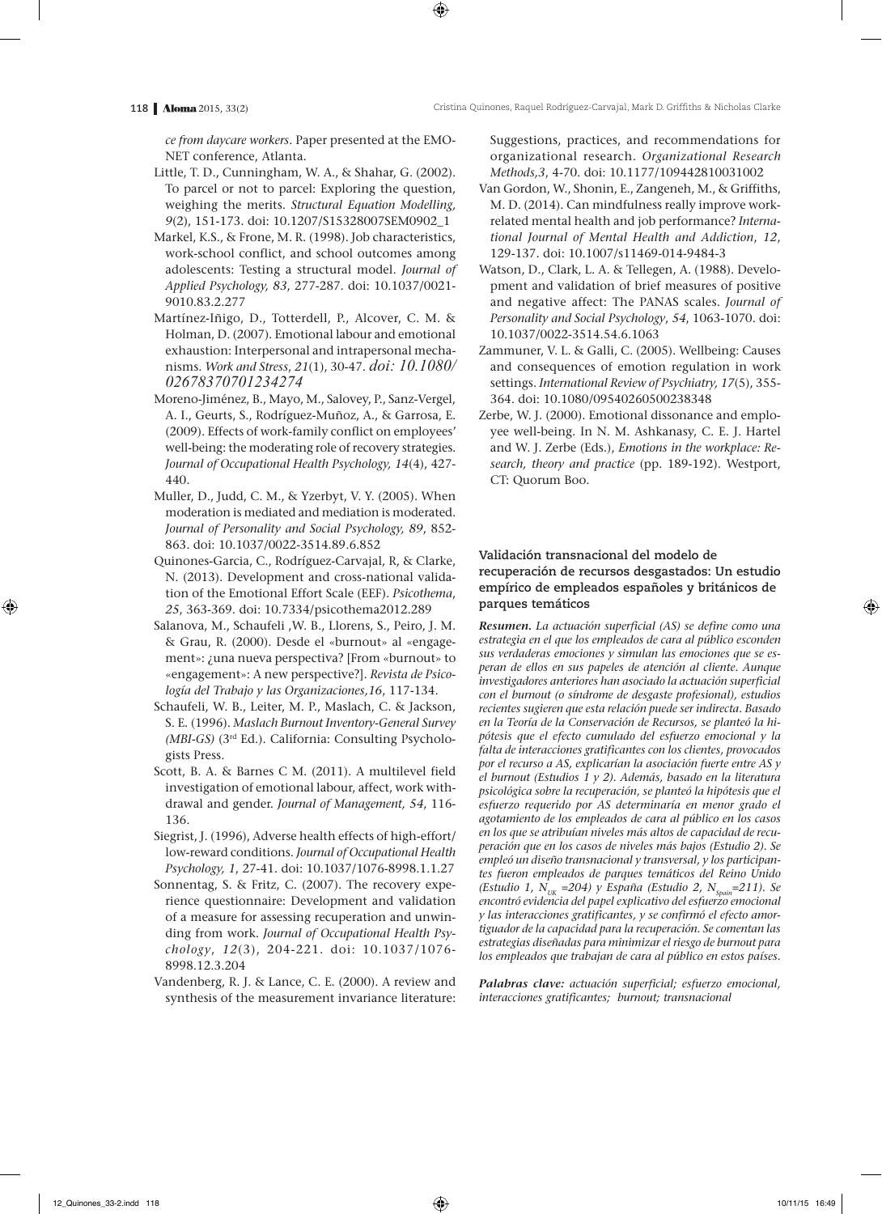*ce from daycare workers*. Paper presented at the EMONET conference, Atlanta.

Little, T. D., Cunningham, W. A., & Shahar, G. (2002). To parcel or not to parcel: Exploring the question, weighing the merits. *Structural Equation Modelling, 9*(2), 151-173. doi: 10.1207/S15328007SEM0902_1

Markel, K.S., & Frone, M. R. (1998). Job characteristics, work-school conflict, and school outcomes among adolescents: Testing a structural model. *Journal of Applied Psychology, 83*, 277-287. doi: 10.1037/0021-9010.83.2.277

Martínez-Iñigo, D., Totterdell, P., Alcover, C. M. & Holman, D. (2007). Emotional labour and emotional exhaustion: Interpersonal and intrapersonal mechanisms. *Work and Stress*, *21*(1), 30-47. *doi: 10.1080/02678370701234274*

Moreno-Jiménez, B., Mayo, M., Salovey, P., Sanz-Vergel, A. I., Geurts, S., Rodríguez-Muñoz, A., & Garrosa, E. (2009). Effects of work-family conflict on employees' well-being: the moderating role of recovery strategies. *Journal of Occupational Health Psychology, 14*(4), 427-440.

Muller, D., Judd, C. M., & Yzerbyt, V. Y. (2005). When moderation is mediated and mediation is moderated. *Journal of Personality and Social Psychology, 89*, 852-863. doi: 10.1037/0022-3514.89.6.852

Quinones-Garcia, C., Rodríguez-Carvajal, R, & Clarke, N. (2013). Development and cross-national validation of the Emotional Effort Scale (EEF). *Psicothema*, *25*, 363-369. doi: 10.7334/psicothema2012.289

Salanova, M., Schaufeli ,W. B., Llorens, S., Peiro, J. M. & Grau, R. (2000). Desde el «burnout» al «engagement»: ¿una nueva perspectiva? [From «burnout» to «engagement»: A new perspective?]. *Revista de Psicología del Trabajo y las Organizaciones,16*, 117-134.

Schaufeli, W. B., Leiter, M. P., Maslach, C. & Jackson, S. E. (1996). *Maslach Burnout Inventory-General Survey (MBI-GS)* (3rd Ed.). California: Consulting Psychologists Press.

Scott, B. A. & Barnes C M. (2011). A multilevel field investigation of emotional labour, affect, work withdrawal and gender. *Journal of Management, 54*, 116-136.

Siegrist, J. (1996), Adverse health effects of high-effort/low-reward conditions. *Journal of Occupational Health Psychology, 1*, 27-41. doi: 10.1037/1076-8998.1.1.27

Sonnentag, S. & Fritz, C. (2007). The recovery experience questionnaire: Development and validation of a measure for assessing recuperation and unwinding from work. *Journal of Occupational Health Psychology*, *12*(3), 204-221. doi: 10.1037/1076-8998.12.3.204

Vandenberg, R. J. & Lance, C. E. (2000). A review and synthesis of the measurement invariance literature: Suggestions, practices, and recommendations for organizational research. *Organizational Research Methods,3*, 4-70. doi: 10.1177/109442810031002

Van Gordon, W., Shonin, E., Zangeneh, M., & Griffiths, M. D. (2014). Can mindfulness really improve work-related mental health and job performance? *International Journal of Mental Health and Addiction*, *12*, 129-137. doi: 10.1007/s11469-014-9484-3

Watson, D., Clark, L. A. & Tellegen, A. (1988). Development and validation of brief measures of positive and negative affect: The PANAS scales. *Journal of Personality and Social Psychology*, *54*, 1063-1070. doi: 10.1037/0022-3514.54.6.1063

Zammuner, V. L. & Galli, C. (2005). Wellbeing: Causes and consequences of emotion regulation in work settings. *International Review of Psychiatry, 17*(5), 355-364. doi: 10.1080/09540260500238348

Zerbe, W. J. (2000). Emotional dissonance and employee well-being. In N. M. Ashkanasy, C. E. J. Hartel and W. J. Zerbe (Eds.), *Emotions in the workplace: Research, theory and practice* (pp. 189-192). Westport, CT: Quorum Boo.

## Validación transnacional del modelo de recuperación de recursos desgastados: Un estudio empírico de empleados españoles y británicos de parques temáticos

***Resumen.*** *La actuación superficial (AS) se define como una estrategia en el que los empleados de cara al público esconden sus verdaderas emociones y simulan las emociones que se esperan de ellos en sus papeles de atención al cliente. Aunque investigadores anteriores han asociado la actuación superficial con el burnout (o síndrome de desgaste profesional), estudios recientes sugieren que esta relación puede ser indirecta. Basado en la Teoría de la Conservación de Recursos, se planteó la hipótesis que el efecto cumulado del esfuerzo emocional y la falta de interacciones gratificantes con los clientes, provocados por el recurso a AS, explicarían la asociación fuerte entre AS y el burnout (Estudios 1 y 2). Además, basado en la literatura psicológica sobre la recuperación, se planteó la hipótesis que el esfuerzo requerido por AS determinaría en menor grado el agotamiento de los empleados de cara al público en los casos en los que se atribuían niveles más altos de capacidad de recuperación que en los casos de niveles más bajos (Estudio 2). Se empleó un diseño transnacional y transversal, y los participantes fueron empleados de parques temáticos del Reino Unido (Estudio 1, $N_{UK}$ =204) y España (Estudio 2, $N_{Spain}$=211). Se encontró evidencia del papel explicativo del esfuerzo emocional y las interacciones gratificantes, y se confirmó el efecto amortiguador de la capacidad para la recuperación. Se comentan las estrategias diseñadas para minimizar el riesgo de burnout para los empleados que trabajan de cara al público en estos países.*

***Palabras clave:*** *actuación superficial; esfuerzo emocional, interacciones gratificantes; burnout; transnacional*